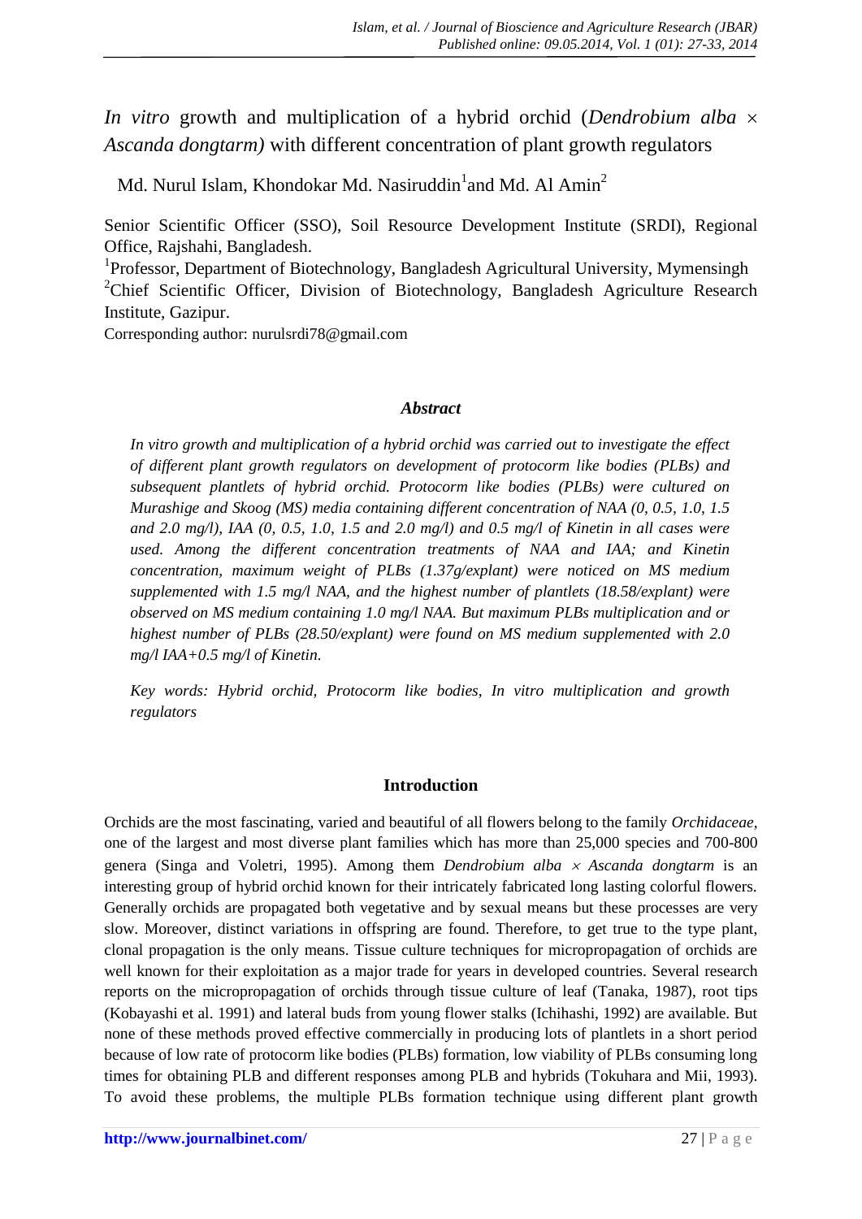# *In vitro* growth and multiplication of a hybrid orchid (*Dendrobium alba* × *Ascanda dongtarm)* with different concentration of plant growth regulators

Md. Nurul Islam, Khondokar Md. Nasiruddin[1]and Md. Al Amin[2]

Senior Scientific Officer (SSO), Soil Resource Development Institute (SRDI), Regional Office, Rajshahi, Bangladesh.

[1]Professor, Department of Biotechnology, Bangladesh Agricultural University, Mymensingh

[2]Chief Scientific Officer, Division of Biotechnology, Bangladesh Agriculture Research Institute, Gazipur.

Corresponding author: nurulsrdi78@gmail.com

### *Abstract*

*In vitro growth and multiplication of a hybrid orchid was carried out to investigate the effect of different plant growth regulators on development of protocorm like bodies (PLBs) and subsequent plantlets of hybrid orchid. Protocorm like bodies (PLBs) were cultured on Murashige and Skoog (MS) media containing different concentration of NAA (0, 0.5, 1.0, 1.5 and 2.0 mg/l), IAA (0, 0.5, 1.0, 1.5 and 2.0 mg/l) and 0.5 mg/l of Kinetin in all cases were used. Among the different concentration treatments of NAA and IAA; and Kinetin concentration, maximum weight of PLBs (1.37g/explant) were noticed on MS medium supplemented with 1.5 mg/l NAA, and the highest number of plantlets (18.58/explant) were observed on MS medium containing 1.0 mg/l NAA. But maximum PLBs multiplication and or highest number of PLBs (28.50/explant) were found on MS medium supplemented with 2.0 mg/l IAA+0.5 mg/l of Kinetin.*

*Key words: Hybrid orchid, Protocorm like bodies, In vitro multiplication and growth regulators*

## Introduction

Orchids are the most fascinating, varied and beautiful of all flowers belong to the family *Orchidaceae*, one of the largest and most diverse plant families which has more than 25,000 species and 700-800 genera (Singa and Voletri, 1995). Among them *Dendrobium alba* × *Ascanda dongtarm* is an interesting group of hybrid orchid known for their intricately fabricated long lasting colorful flowers. Generally orchids are propagated both vegetative and by sexual means but these processes are very slow. Moreover, distinct variations in offspring are found. Therefore, to get true to the type plant, clonal propagation is the only means. Tissue culture techniques for micropropagation of orchids are well known for their exploitation as a major trade for years in developed countries. Several research reports on the micropropagation of orchids through tissue culture of leaf (Tanaka, 1987), root tips (Kobayashi et al. 1991) and lateral buds from young flower stalks (Ichihashi, 1992) are available. But none of these methods proved effective commercially in producing lots of plantlets in a short period because of low rate of protocorm like bodies (PLBs) formation, low viability of PLBs consuming long times for obtaining PLB and different responses among PLB and hybrids (Tokuhara and Mii, 1993). To avoid these problems, the multiple PLBs formation technique using different plant growth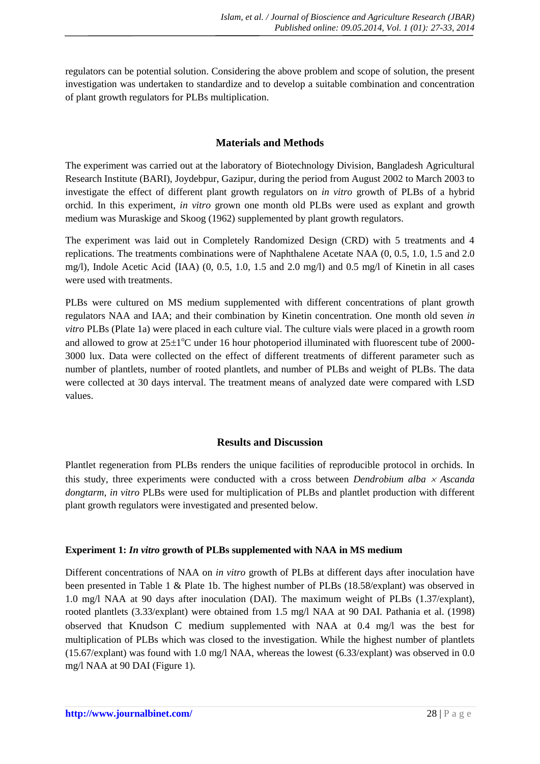regulators can be potential solution. Considering the above problem and scope of solution, the present investigation was undertaken to standardize and to develop a suitable combination and concentration of plant growth regulators for PLBs multiplication.

## Materials and Methods

The experiment was carried out at the laboratory of Biotechnology Division, Bangladesh Agricultural Research Institute (BARI), Joydebpur, Gazipur, during the period from August 2002 to March 2003 to investigate the effect of different plant growth regulators on *in vitro* growth of PLBs of a hybrid orchid. In this experiment, *in vitro* grown one month old PLBs were used as explant and growth medium was Muraskige and Skoog (1962) supplemented by plant growth regulators.

The experiment was laid out in Completely Randomized Design (CRD) with 5 treatments and 4 replications. The treatments combinations were of Naphthalene Acetate NAA (0, 0.5, 1.0, 1.5 and 2.0 mg/l), Indole Acetic Acid (IAA) (0, 0.5, 1.0, 1.5 and 2.0 mg/l) and 0.5 mg/l of Kinetin in all cases were used with treatments.

PLBs were cultured on MS medium supplemented with different concentrations of plant growth regulators NAA and IAA; and their combination by Kinetin concentration. One month old seven *in vitro* PLBs (Plate 1a) were placed in each culture vial. The culture vials were placed in a growth room and allowed to grow at 25±1°C under 16 hour photoperiod illuminated with fluorescent tube of 2000-3000 lux. Data were collected on the effect of different treatments of different parameter such as number of plantlets, number of rooted plantlets, and number of PLBs and weight of PLBs. The data were collected at 30 days interval. The treatment means of analyzed date were compared with LSD values.

## Results and Discussion

Plantlet regeneration from PLBs renders the unique facilities of reproducible protocol in orchids. In this study, three experiments were conducted with a cross between *Dendrobium alba* × *Ascanda dongtarm*, *in vitro* PLBs were used for multiplication of PLBs and plantlet production with different plant growth regulators were investigated and presented below.

### Experiment 1: *In vitro* growth of PLBs supplemented with NAA in MS medium

Different concentrations of NAA on *in vitro* growth of PLBs at different days after inoculation have been presented in Table 1 & Plate 1b. The highest number of PLBs (18.58/explant) was observed in 1.0 mg/l NAA at 90 days after inoculation (DAI). The maximum weight of PLBs (1.37/explant), rooted plantlets (3.33/explant) were obtained from 1.5 mg/l NAA at 90 DAI. Pathania et al. (1998) observed that Knudson C medium supplemented with NAA at 0.4 mg/l was the best for multiplication of PLBs which was closed to the investigation. While the highest number of plantlets (15.67/explant) was found with 1.0 mg/l NAA, whereas the lowest (6.33/explant) was observed in 0.0 mg/l NAA at 90 DAI (Figure 1).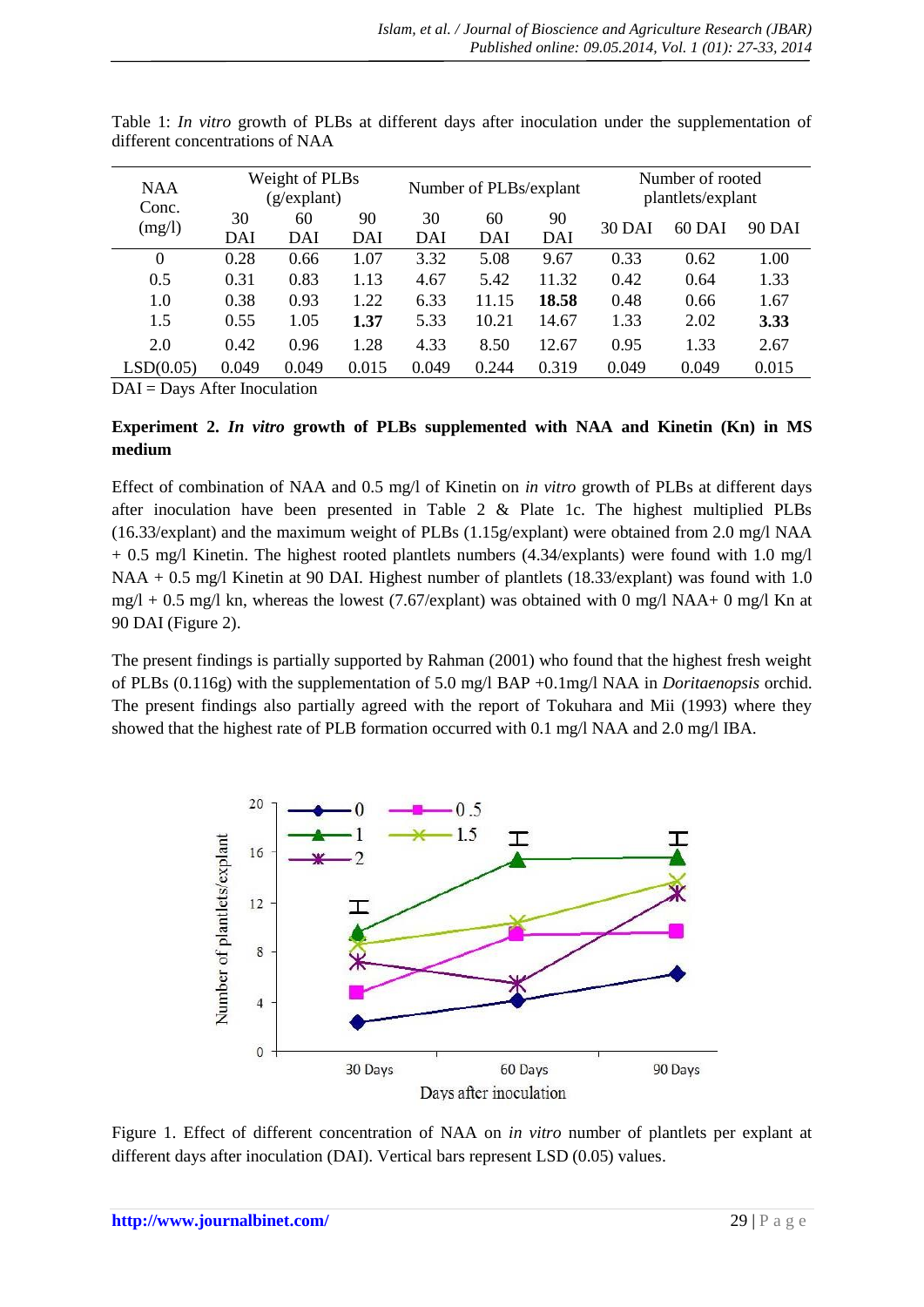Table 1: *In vitro* growth of PLBs at different days after inoculation under the supplementation of different concentrations of NAA

| NAA Conc. (mg/l) | Weight of PLBs (g/explant) | | | Number of PLBs/explant | | | Number of rooted plantlets/explant | | |
|---|---|---|---|---|---|---|---|---|---|
| | 30 DAI | 60 DAI | 90 DAI | 30 DAI | 60 DAI | 90 DAI | 30 DAI | 60 DAI | 90 DAI |
| 0 | 0.28 | 0.66 | 1.07 | 3.32 | 5.08 | 9.67 | 0.33 | 0.62 | 1.00 |
| 0.5 | 0.31 | 0.83 | 1.13 | 4.67 | 5.42 | 11.32 | 0.42 | 0.64 | 1.33 |
| 1.0 | 0.38 | 0.93 | 1.22 | 6.33 | 11.15 | **18.58** | 0.48 | 0.66 | 1.67 |
| 1.5 | 0.55 | 1.05 | **1.37** | 5.33 | 10.21 | 14.67 | 1.33 | 2.02 | **3.33** |
| 2.0 | 0.42 | 0.96 | 1.28 | 4.33 | 8.50 | 12.67 | 0.95 | 1.33 | 2.67 |
| LSD(0.05) | 0.049 | 0.049 | 0.015 | 0.049 | 0.244 | 0.319 | 0.049 | 0.049 | 0.015 |

DAI = Days After Inoculation

**Experiment 2. *In vitro* growth of PLBs supplemented with NAA and Kinetin (Kn) in MS medium**

Effect of combination of NAA and 0.5 mg/l of Kinetin on *in vitro* growth of PLBs at different days after inoculation have been presented in Table 2 & Plate 1c. The highest multiplied PLBs (16.33/explant) and the maximum weight of PLBs (1.15g/explant) were obtained from 2.0 mg/l NAA + 0.5 mg/l Kinetin. The highest rooted plantlets numbers (4.34/explants) were found with 1.0 mg/l NAA + 0.5 mg/l Kinetin at 90 DAI. Highest number of plantlets (18.33/explant) was found with 1.0 mg/l + 0.5 mg/l kn, whereas the lowest (7.67/explant) was obtained with 0 mg/l NAA+ 0 mg/l Kn at 90 DAI (Figure 2).

The present findings is partially supported by Rahman (2001) who found that the highest fresh weight of PLBs (0.116g) with the supplementation of 5.0 mg/l BAP +0.1mg/l NAA in *Doritaenopsis* orchid. The present findings also partially agreed with the report of Tokuhara and Mii (1993) where they showed that the highest rate of PLB formation occurred with 0.1 mg/l NAA and 2.0 mg/l IBA.

Figure 1. Effect of different concentration of NAA on *in vitro* number of plantlets per explant at different days after inoculation (DAI). Vertical bars represent LSD (0.05) values.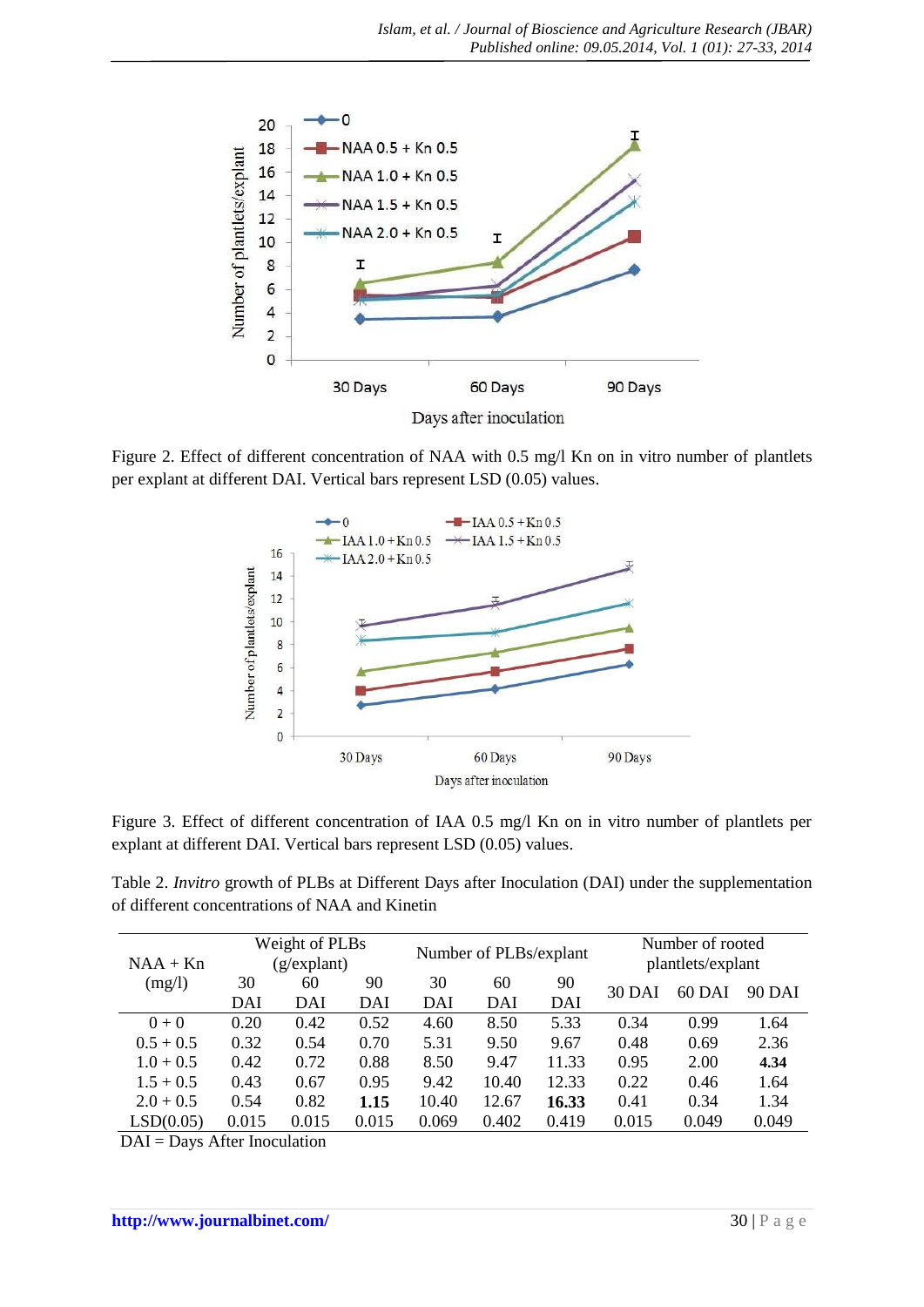Figure 2. Effect of different concentration of NAA with 0.5 mg/l Kn on in vitro number of plantlets per explant at different DAI. Vertical bars represent LSD (0.05) values.

Figure 3. Effect of different concentration of IAA 0.5 mg/l Kn on in vitro number of plantlets per explant at different DAI. Vertical bars represent LSD (0.05) values.

Table 2. *Invitro* growth of PLBs at Different Days after Inoculation (DAI) under the supplementation of different concentrations of NAA and Kinetin

| NAA + Kn (mg/l) | Weight of PLBs (g/explant) | | | Number of PLBs/explant | | | Number of rooted plantlets/explant | | |
|---|---|---|---|---|---|---|---|---|---|
| | 30 DAI | 60 DAI | 90 DAI | 30 DAI | 60 DAI | 90 DAI | 30 DAI | 60 DAI | 90 DAI |
| 0 + 0 | 0.20 | 0.42 | 0.52 | 4.60 | 8.50 | 5.33 | 0.34 | 0.99 | 1.64 |
| 0.5 + 0.5 | 0.32 | 0.54 | 0.70 | 5.31 | 9.50 | 9.67 | 0.48 | 0.69 | 2.36 |
| 1.0 + 0.5 | 0.42 | 0.72 | 0.88 | 8.50 | 9.47 | 11.33 | 0.95 | 2.00 | **4.34** |
| 1.5 + 0.5 | 0.43 | 0.67 | 0.95 | 9.42 | 10.40 | 12.33 | 0.22 | 0.46 | 1.64 |
| 2.0 + 0.5 | 0.54 | 0.82 | **1.15** | 10.40 | 12.67 | **16.33** | 0.41 | 0.34 | 1.34 |
| LSD(0.05) | 0.015 | 0.015 | 0.015 | 0.069 | 0.402 | 0.419 | 0.015 | 0.049 | 0.049 |

DAI = Days After Inoculation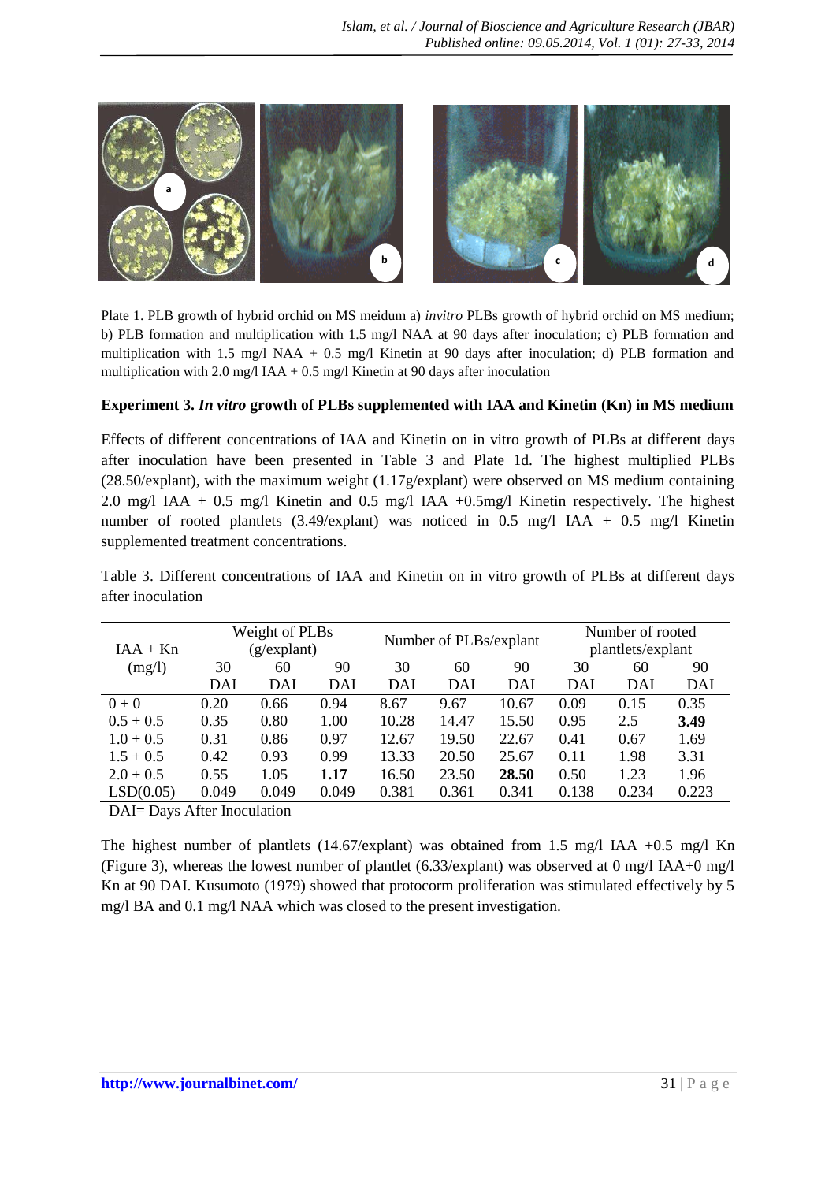Plate 1. PLB growth of hybrid orchid on MS meidum a) *invitro* PLBs growth of hybrid orchid on MS medium; b) PLB formation and multiplication with 1.5 mg/l NAA at 90 days after inoculation; c) PLB formation and multiplication with 1.5 mg/l NAA + 0.5 mg/l Kinetin at 90 days after inoculation; d) PLB formation and multiplication with 2.0 mg/l IAA + 0.5 mg/l Kinetin at 90 days after inoculation

**Experiment 3. *In vitro* growth of PLBs supplemented with IAA and Kinetin (Kn) in MS medium**

Effects of different concentrations of IAA and Kinetin on in vitro growth of PLBs at different days after inoculation have been presented in Table 3 and Plate 1d. The highest multiplied PLBs (28.50/explant), with the maximum weight (1.17g/explant) were observed on MS medium containing 2.0 mg/l IAA + 0.5 mg/l Kinetin and 0.5 mg/l IAA +0.5mg/l Kinetin respectively. The highest number of rooted plantlets (3.49/explant) was noticed in 0.5 mg/l IAA + 0.5 mg/l Kinetin supplemented treatment concentrations.

Table 3. Different concentrations of IAA and Kinetin on in vitro growth of PLBs at different days after inoculation

| IAA + Kn (mg/l) | Weight of PLBs (g/explant) | | | Number of PLBs/explant | | | Number of rooted plantlets/explant | | |
|---|---|---|---|---|---|---|---|---|---|
| | 30 DAI | 60 DAI | 90 DAI | 30 DAI | 60 DAI | 90 DAI | 30 DAI | 60 DAI | 90 DAI |
| 0 + 0 | 0.20 | 0.66 | 0.94 | 8.67 | 9.67 | 10.67 | 0.09 | 0.15 | 0.35 |
| 0.5 + 0.5 | 0.35 | 0.80 | 1.00 | 10.28 | 14.47 | 15.50 | 0.95 | 2.5 | **3.49** |
| 1.0 + 0.5 | 0.31 | 0.86 | 0.97 | 12.67 | 19.50 | 22.67 | 0.41 | 0.67 | 1.69 |
| 1.5 + 0.5 | 0.42 | 0.93 | 0.99 | 13.33 | 20.50 | 25.67 | 0.11 | 1.98 | 3.31 |
| 2.0 + 0.5 | 0.55 | 1.05 | **1.17** | 16.50 | 23.50 | **28.50** | 0.50 | 1.23 | 1.96 |
| LSD(0.05) | 0.049 | 0.049 | 0.049 | 0.381 | 0.361 | 0.341 | 0.138 | 0.234 | 0.223 |

DAI= Days After Inoculation

The highest number of plantlets (14.67/explant) was obtained from 1.5 mg/l IAA +0.5 mg/l Kn (Figure 3), whereas the lowest number of plantlet (6.33/explant) was observed at 0 mg/l IAA+0 mg/l Kn at 90 DAI. Kusumoto (1979) showed that protocorm proliferation was stimulated effectively by 5 mg/l BA and 0.1 mg/l NAA which was closed to the present investigation.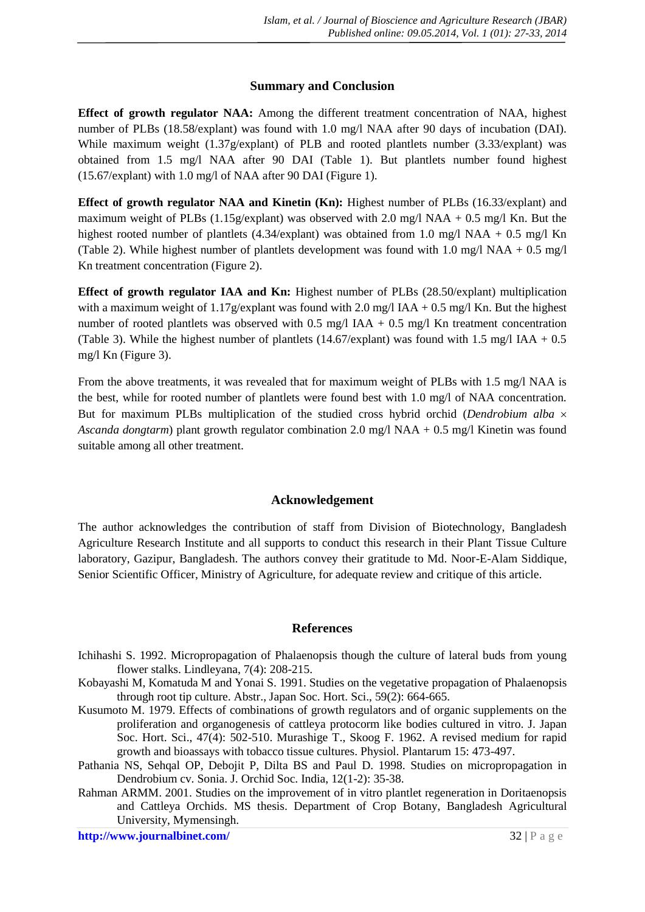## Summary and Conclusion

**Effect of growth regulator NAA:** Among the different treatment concentration of NAA, highest number of PLBs (18.58/explant) was found with 1.0 mg/l NAA after 90 days of incubation (DAI). While maximum weight (1.37g/explant) of PLB and rooted plantlets number (3.33/explant) was obtained from 1.5 mg/l NAA after 90 DAI (Table 1). But plantlets number found highest (15.67/explant) with 1.0 mg/l of NAA after 90 DAI (Figure 1).

**Effect of growth regulator NAA and Kinetin (Kn):** Highest number of PLBs (16.33/explant) and maximum weight of PLBs (1.15g/explant) was observed with 2.0 mg/l NAA + 0.5 mg/l Kn. But the highest rooted number of plantlets (4.34/explant) was obtained from 1.0 mg/l NAA + 0.5 mg/l Kn (Table 2). While highest number of plantlets development was found with 1.0 mg/l NAA + 0.5 mg/l Kn treatment concentration (Figure 2).

**Effect of growth regulator IAA and Kn:** Highest number of PLBs (28.50/explant) multiplication with a maximum weight of 1.17g/explant was found with 2.0 mg/l IAA + 0.5 mg/l Kn. But the highest number of rooted plantlets was observed with 0.5 mg/l IAA + 0.5 mg/l Kn treatment concentration (Table 3). While the highest number of plantlets (14.67/explant) was found with 1.5 mg/l IAA + 0.5 mg/l Kn (Figure 3).

From the above treatments, it was revealed that for maximum weight of PLBs with 1.5 mg/l NAA is the best, while for rooted number of plantlets were found best with 1.0 mg/l of NAA concentration. But for maximum PLBs multiplication of the studied cross hybrid orchid (*Dendrobium alba* × *Ascanda dongtarm*) plant growth regulator combination 2.0 mg/l NAA + 0.5 mg/l Kinetin was found suitable among all other treatment.

## Acknowledgement

The author acknowledges the contribution of staff from Division of Biotechnology, Bangladesh Agriculture Research Institute and all supports to conduct this research in their Plant Tissue Culture laboratory, Gazipur, Bangladesh. The authors convey their gratitude to Md. Noor-E-Alam Siddique, Senior Scientific Officer, Ministry of Agriculture, for adequate review and critique of this article.

## References

Ichihashi S. 1992. Micropropagation of Phalaenopsis though the culture of lateral buds from young flower stalks. Lindleyana, 7(4): 208-215.

Kobayashi M, Komatuda M and Yonai S. 1991. Studies on the vegetative propagation of Phalaenopsis through root tip culture. Abstr., Japan Soc. Hort. Sci., 59(2): 664-665.

Kusumoto M. 1979. Effects of combinations of growth regulators and of organic supplements on the proliferation and organogenesis of cattleya protocorm like bodies cultured in vitro. J. Japan Soc. Hort. Sci., 47(4): 502-510. Murashige T., Skoog F. 1962. A revised medium for rapid growth and bioassays with tobacco tissue cultures. Physiol. Plantarum 15: 473-497.

Pathania NS, Sehqal OP, Debojit P, Dilta BS and Paul D. 1998. Studies on micropropagation in Dendrobium cv. Sonia. J. Orchid Soc. India, 12(1-2): 35-38.

Rahman ARMM. 2001. Studies on the improvement of in vitro plantlet regeneration in Doritaenopsis and Cattleya Orchids. MS thesis. Department of Crop Botany, Bangladesh Agricultural University, Mymensingh.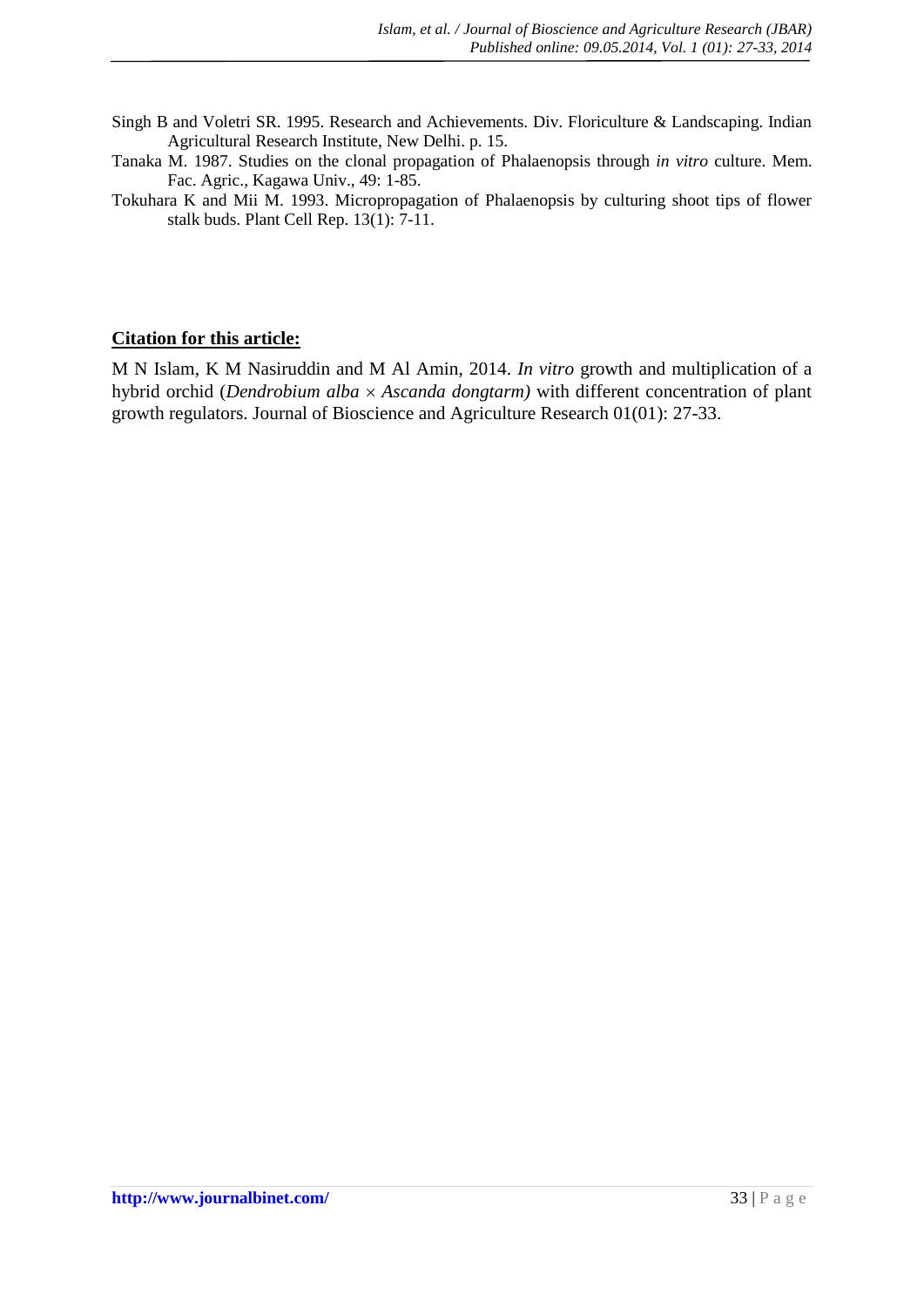Singh B and Voletri SR. 1995. Research and Achievements. Div. Floriculture & Landscaping. Indian Agricultural Research Institute, New Delhi. p. 15.

Tanaka M. 1987. Studies on the clonal propagation of Phalaenopsis through *in vitro* culture. Mem. Fac. Agric., Kagawa Univ., 49: 1-85.

Tokuhara K and Mii M. 1993. Micropropagation of Phalaenopsis by culturing shoot tips of flower stalk buds. Plant Cell Rep. 13(1): 7-11.

**<u>Citation for this article:</u>**

M N Islam, K M Nasiruddin and M Al Amin, 2014. *In vitro* growth and multiplication of a hybrid orchid (*Dendrobium alba* × *Ascanda dongtarm)* with different concentration of plant growth regulators. Journal of Bioscience and Agriculture Research 01(01): 27-33.